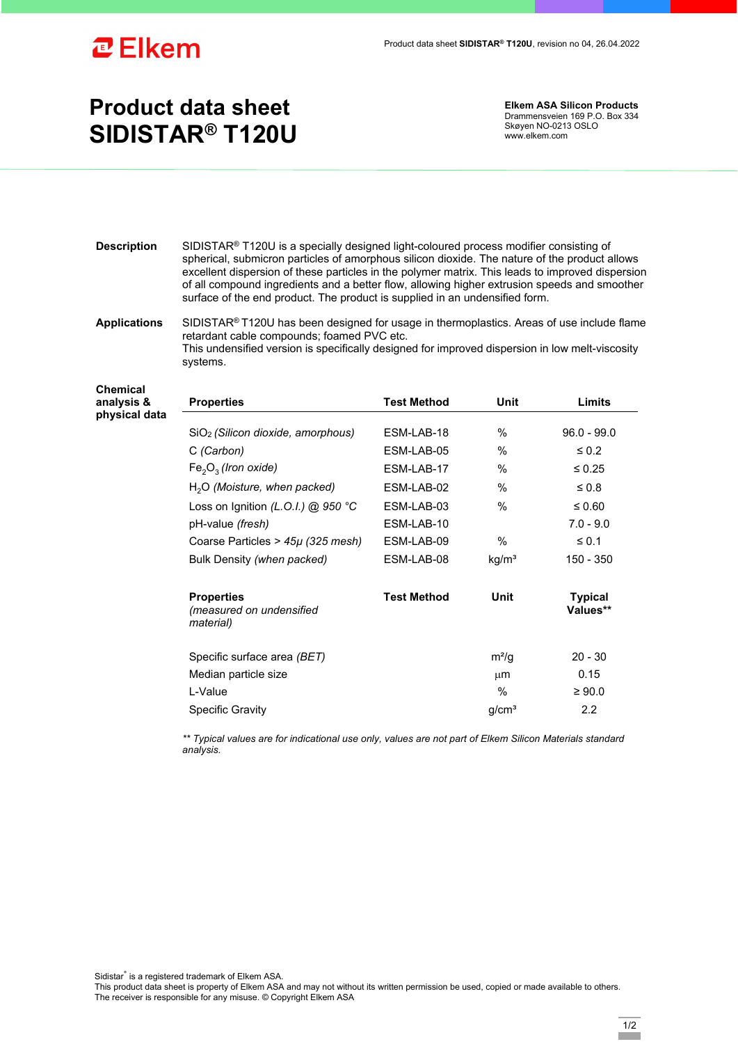# Product data sheet SIDISTAR® T120U

**Elkem ASA Silicon Products**
Drammensveien 169 P.O. Box 334
Skøyen NO-0213 OSLO
www.elkem.com

**Description**

SIDISTAR® T120U is a specially designed light-coloured process modifier consisting of spherical, submicron particles of amorphous silicon dioxide. The nature of the product allows excellent dispersion of these particles in the polymer matrix. This leads to improved dispersion of all compound ingredients and a better flow, allowing higher extrusion speeds and smoother surface of the end product. The product is supplied in an undensified form.

**Applications**

SIDISTAR® T120U has been designed for usage in thermoplastics. Areas of use include flame retardant cable compounds; foamed PVC etc.
This undensified version is specifically designed for improved dispersion in low melt-viscosity systems.

**Chemical analysis & physical data**

| Properties | Test Method | Unit | Limits |
|---|---|---|---|
| $SiO_2$ *(Silicon dioxide, amorphous)* | ESM-LAB-18 | % | 96.0 - 99.0 |
| C *(Carbon)* | ESM-LAB-05 | % | ≤ 0.2 |
| $Fe_2O_3$ *(Iron oxide)* | ESM-LAB-17 | % | ≤ 0.25 |
| $H_2O$ *(Moisture, when packed)* | ESM-LAB-02 | % | ≤ 0.8 |
| Loss on Ignition *(L.O.I.) @ 950 °C* | ESM-LAB-03 | % | ≤ 0.60 |
| pH-value *(fresh)* | ESM-LAB-10 | | 7.0 - 9.0 |
| Coarse Particles > *45μ (325 mesh)* | ESM-LAB-09 | % | ≤ 0.1 |
| Bulk Density *(when packed)* | ESM-LAB-08 | kg/m³ | 150 - 350 |

| Properties *(measured on undensified material)* | Test Method | Unit | Typical Values** |
|---|---|---|---|
| Specific surface area *(BET)* | | m²/g | 20 - 30 |
| Median particle size | | µm | 0.15 |
| L-Value | | % | ≥ 90.0 |
| Specific Gravity | | g/cm³ | 2.2 |

*\*\* Typical values are for indicational use only, values are not part of Elkem Silicon Materials standard analysis.*

Sidistar® is a registered trademark of Elkem ASA.
This product data sheet is property of Elkem ASA and may not without its written permission be used, copied or made available to others.
The receiver is responsible for any misuse. © Copyright Elkem ASA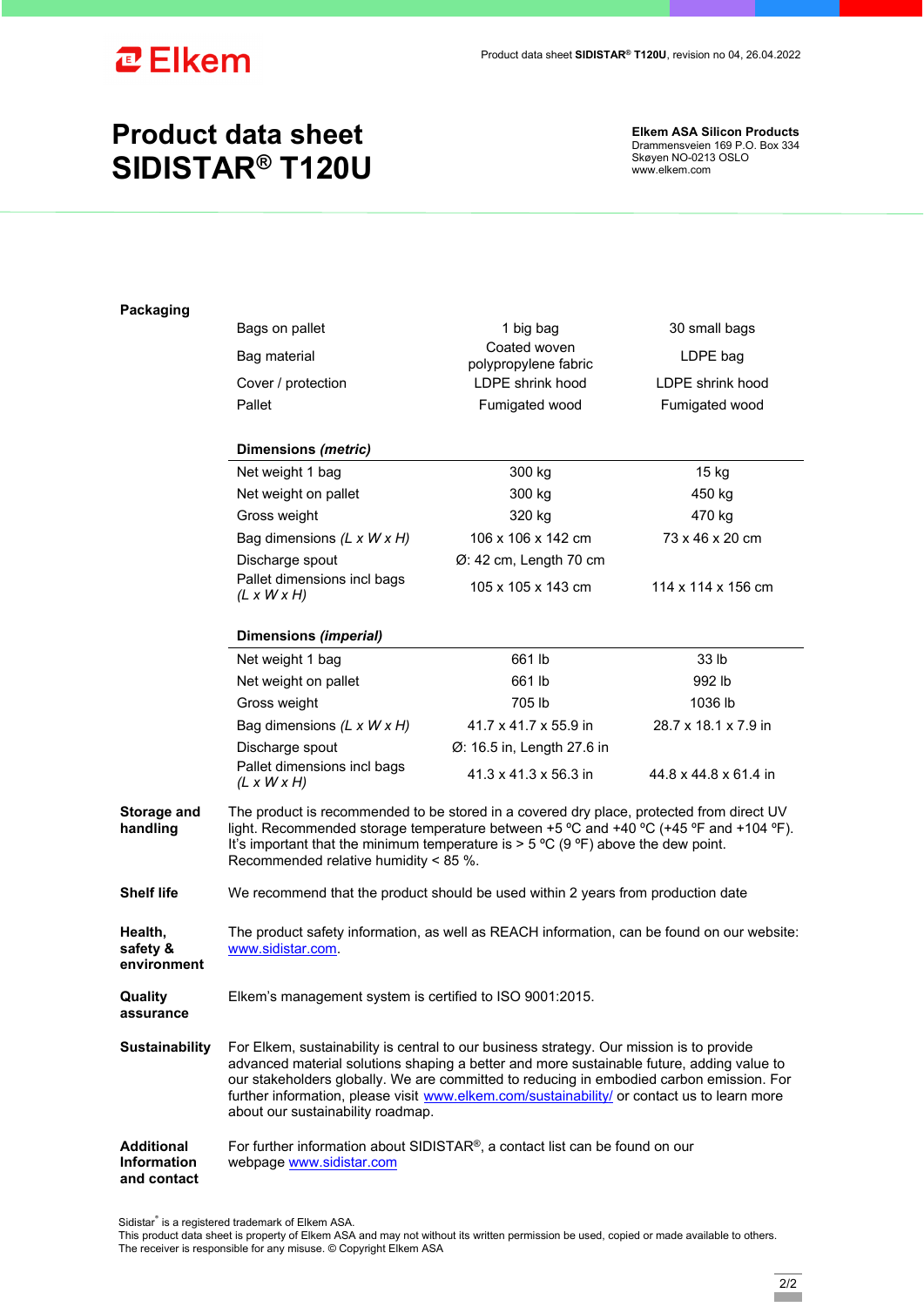# Product data sheet SIDISTAR® T120U

**Elkem ASA Silicon Products**
Drammensveien 169 P.O. Box 334
Skøyen NO-0213 OSLO
www.elkem.com

## Packaging

| | | |
|---|---|---|
| Bags on pallet | 1 big bag | 30 small bags |
| Bag material | Coated woven polypropylene fabric | LDPE bag |
| Cover / protection | LDPE shrink hood | LDPE shrink hood |
| Pallet | Fumigated wood | Fumigated wood |

| **Dimensions *(metric)*** | | |
|---|---|---|
| Net weight 1 bag | 300 kg | 15 kg |
| Net weight on pallet | 300 kg | 450 kg |
| Gross weight | 320 kg | 470 kg |
| Bag dimensions *(L x W x H)* | 106 x 106 x 142 cm | 73 x 46 x 20 cm |
| Discharge spout | Ø: 42 cm, Length 70 cm | |
| Pallet dimensions incl bags *(L x W x H)* | 105 x 105 x 143 cm | 114 x 114 x 156 cm |

| **Dimensions *(imperial)*** | | |
|---|---|---|
| Net weight 1 bag | 661 lb | 33 lb |
| Net weight on pallet | 661 lb | 992 lb |
| Gross weight | 705 lb | 1036 lb |
| Bag dimensions *(L x W x H)* | 41.7 x 41.7 x 55.9 in | 28.7 x 18.1 x 7.9 in |
| Discharge spout | Ø: 16.5 in, Length 27.6 in | |
| Pallet dimensions incl bags *(L x W x H)* | 41.3 x 41.3 x 56.3 in | 44.8 x 44.8 x 61.4 in |

## Storage and handling

The product is recommended to be stored in a covered dry place, protected from direct UV light. Recommended storage temperature between +5 ºC and +40 ºC (+45 ºF and +104 ºF). It's important that the minimum temperature is > 5 ºC (9 ºF) above the dew point. Recommended relative humidity < 85 %.

## Shelf life

We recommend that the product should be used within 2 years from production date

## Health, safety & environment

The product safety information, as well as REACH information, can be found on our website: www.sidistar.com.

## Quality assurance

Elkem's management system is certified to ISO 9001:2015.

## Sustainability

For Elkem, sustainability is central to our business strategy. Our mission is to provide advanced material solutions shaping a better and more sustainable future, adding value to our stakeholders globally. We are committed to reducing in embodied carbon emission. For further information, please visit www.elkem.com/sustainability/ or contact us to learn more about our sustainability roadmap.

## Additional Information and contact

For further information about SIDISTAR®, a contact list can be found on our webpage www.sidistar.com

Sidistar® is a registered trademark of Elkem ASA.
This product data sheet is property of Elkem ASA and may not without its written permission be used, copied or made available to others. The receiver is responsible for any misuse. © Copyright Elkem ASA